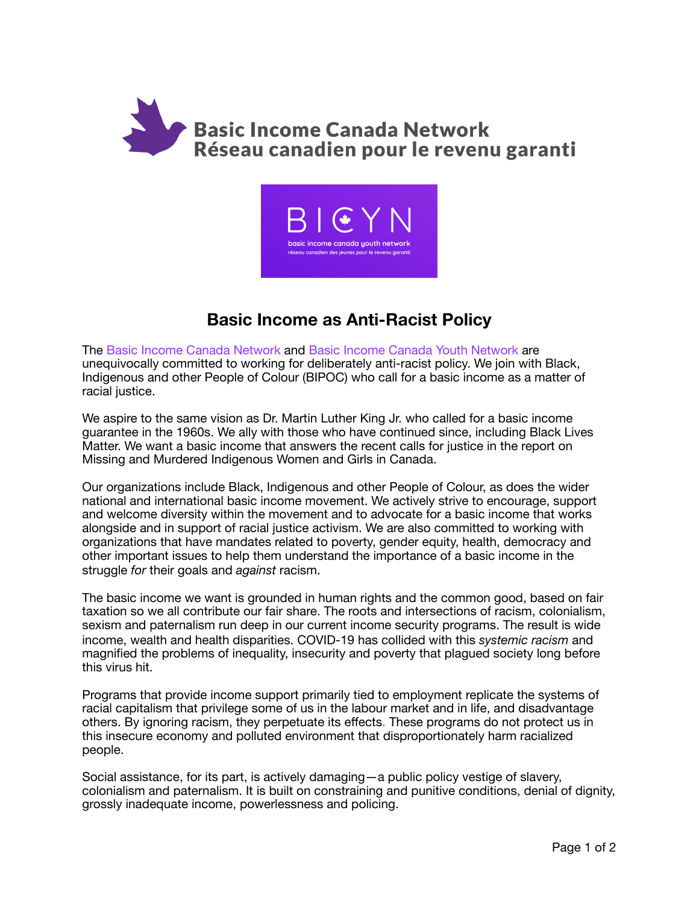Basic Income Canada Network
Réseau canadien pour le revenu garanti

BICYN
basic income canada youth network
réseau canadien des jeunes pour le revenu garanti

# Basic Income as Anti-Racist Policy

The Basic Income Canada Network and Basic Income Canada Youth Network are unequivocally committed to working for deliberately anti-racist policy. We join with Black, Indigenous and other People of Colour (BIPOC) who call for a basic income as a matter of racial justice.

We aspire to the same vision as Dr. Martin Luther King Jr. who called for a basic income guarantee in the 1960s. We ally with those who have continued since, including Black Lives Matter. We want a basic income that answers the recent calls for justice in the report on Missing and Murdered Indigenous Women and Girls in Canada.

Our organizations include Black, Indigenous and other People of Colour, as does the wider national and international basic income movement. We actively strive to encourage, support and welcome diversity within the movement and to advocate for a basic income that works alongside and in support of racial justice activism. We are also committed to working with organizations that have mandates related to poverty, gender equity, health, democracy and other important issues to help them understand the importance of a basic income in the struggle *for* their goals and *against* racism.

The basic income we want is grounded in human rights and the common good, based on fair taxation so we all contribute our fair share. The roots and intersections of racism, colonialism, sexism and paternalism run deep in our current income security programs. The result is wide income, wealth and health disparities. COVID-19 has collided with this *systemic racism* and magnified the problems of inequality, insecurity and poverty that plagued society long before this virus hit.

Programs that provide income support primarily tied to employment replicate the systems of racial capitalism that privilege some of us in the labour market and in life, and disadvantage others. By ignoring racism, they perpetuate its effects. These programs do not protect us in this insecure economy and polluted environment that disproportionately harm racialized people.

Social assistance, for its part, is actively damaging—a public policy vestige of slavery, colonialism and paternalism. It is built on constraining and punitive conditions, denial of dignity, grossly inadequate income, powerlessness and policing.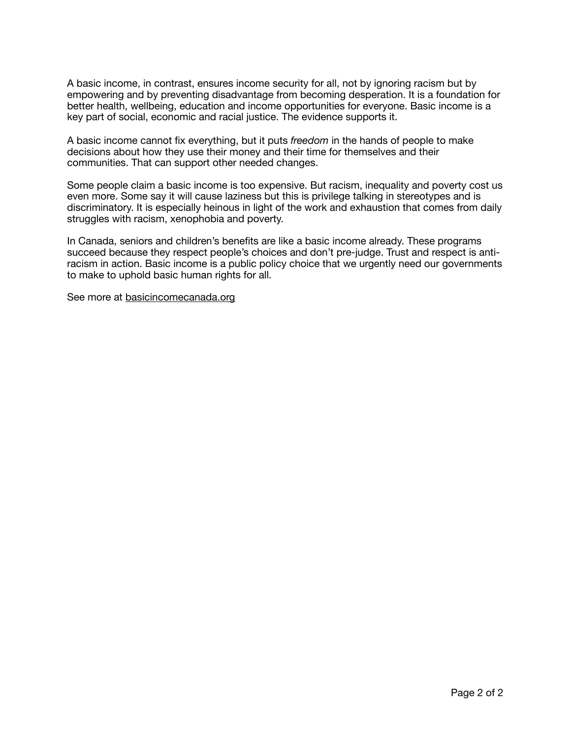A basic income, in contrast, ensures income security for all, not by ignoring racism but by empowering and by preventing disadvantage from becoming desperation. It is a foundation for better health, wellbeing, education and income opportunities for everyone. Basic income is a key part of social, economic and racial justice. The evidence supports it.

A basic income cannot fix everything, but it puts *freedom* in the hands of people to make decisions about how they use their money and their time for themselves and their communities. That can support other needed changes.

Some people claim a basic income is too expensive. But racism, inequality and poverty cost us even more. Some say it will cause laziness but this is privilege talking in stereotypes and is discriminatory. It is especially heinous in light of the work and exhaustion that comes from daily struggles with racism, xenophobia and poverty.

In Canada, seniors and children's benefits are like a basic income already. These programs succeed because they respect people's choices and don't pre-judge. Trust and respect is anti-racism in action. Basic income is a public policy choice that we urgently need our governments to make to uphold basic human rights for all.

See more at basicincomecanada.org